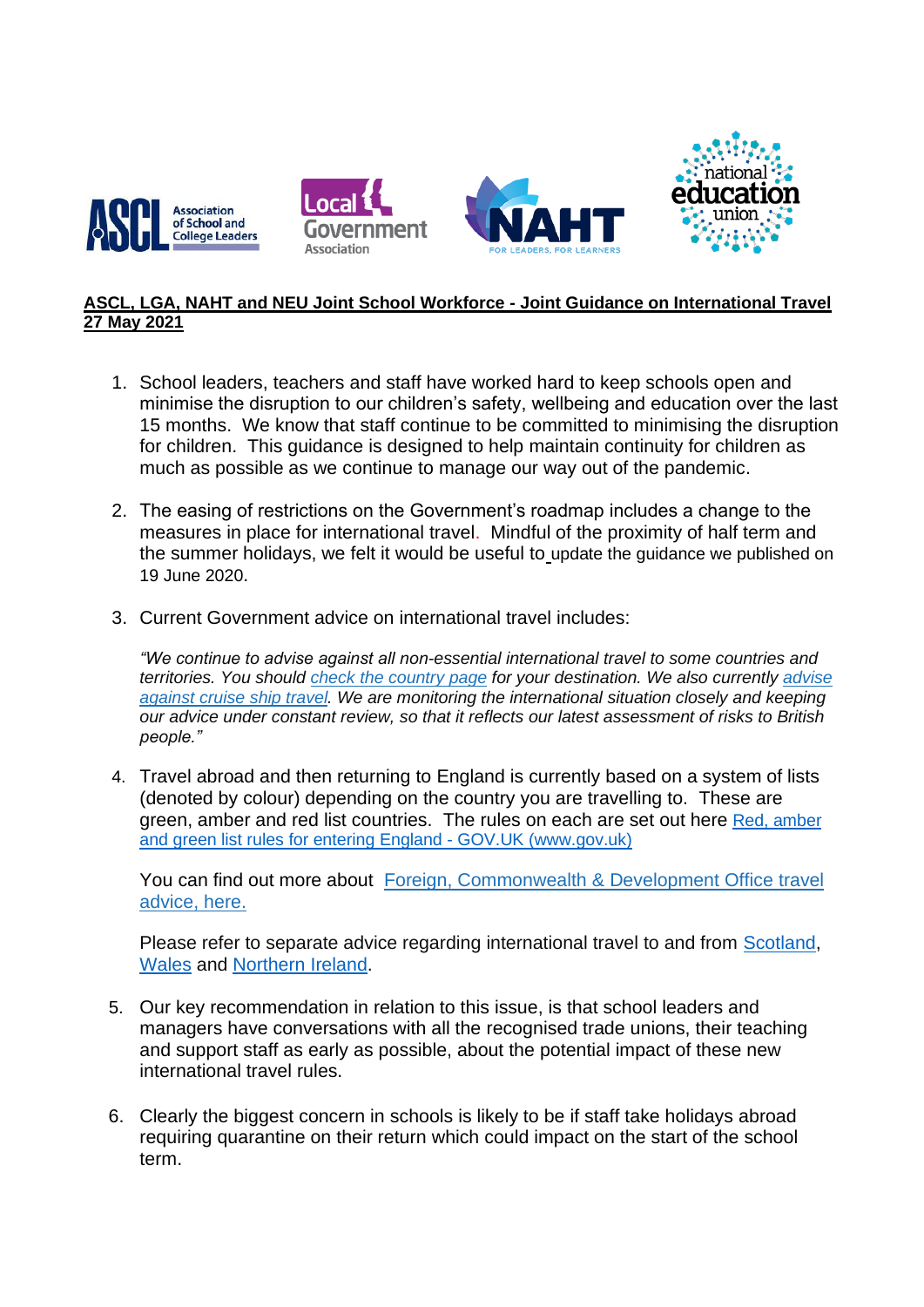**ASCL, LGA, NAHT and NEU Joint School Workforce - Joint Guidance on International Travel 27 May 2021**

1. School leaders, teachers and staff have worked hard to keep schools open and minimise the disruption to our children's safety, wellbeing and education over the last 15 months. We know that staff continue to be committed to minimising the disruption for children. This guidance is designed to help maintain continuity for children as much as possible as we continue to manage our way out of the pandemic.

2. The easing of restrictions on the Government's roadmap includes a change to the measures in place for international travel. Mindful of the proximity of half term and the summer holidays, we felt it would be useful to update the guidance we published on 19 June 2020.

3. Current Government advice on international travel includes:

   *"We continue to advise against all non-essential international travel to some countries and territories. You should check the country page for your destination. We also currently advise against cruise ship travel. We are monitoring the international situation closely and keeping our advice under constant review, so that it reflects our latest assessment of risks to British people."*

4. Travel abroad and then returning to England is currently based on a system of lists (denoted by colour) depending on the country you are travelling to. These are green, amber and red list countries. The rules on each are set out here Red, amber and green list rules for entering England - GOV.UK (www.gov.uk)

   You can find out more about Foreign, Commonwealth & Development Office travel advice, here.

   Please refer to separate advice regarding international travel to and from Scotland, Wales and Northern Ireland.

5. Our key recommendation in relation to this issue, is that school leaders and managers have conversations with all the recognised trade unions, their teaching and support staff as early as possible, about the potential impact of these new international travel rules.

6. Clearly the biggest concern in schools is likely to be if staff take holidays abroad requiring quarantine on their return which could impact on the start of the school term.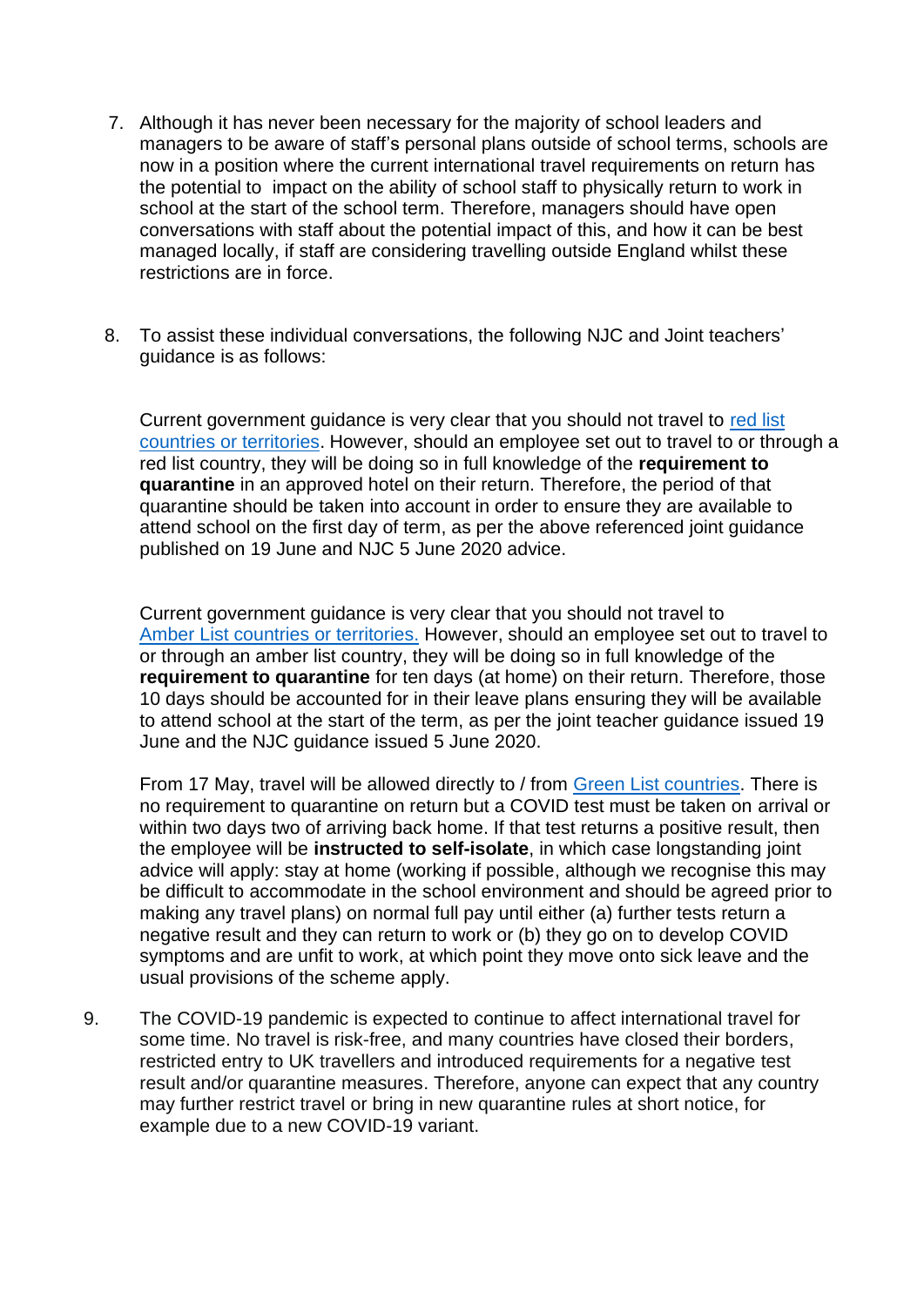7. Although it has never been necessary for the majority of school leaders and managers to be aware of staff's personal plans outside of school terms, schools are now in a position where the current international travel requirements on return has the potential to impact on the ability of school staff to physically return to work in school at the start of the school term. Therefore, managers should have open conversations with staff about the potential impact of this, and how it can be best managed locally, if staff are considering travelling outside England whilst these restrictions are in force.

8. To assist these individual conversations, the following NJC and Joint teachers' guidance is as follows:

   Current government guidance is very clear that you should not travel to red list countries or territories. However, should an employee set out to travel to or through a red list country, they will be doing so in full knowledge of the **requirement to quarantine** in an approved hotel on their return. Therefore, the period of that quarantine should be taken into account in order to ensure they are available to attend school on the first day of term, as per the above referenced joint guidance published on 19 June and NJC 5 June 2020 advice.

   Current government guidance is very clear that you should not travel to Amber List countries or territories. However, should an employee set out to travel to or through an amber list country, they will be doing so in full knowledge of the **requirement to quarantine** for ten days (at home) on their return. Therefore, those 10 days should be accounted for in their leave plans ensuring they will be available to attend school at the start of the term, as per the joint teacher guidance issued 19 June and the NJC guidance issued 5 June 2020.

   From 17 May, travel will be allowed directly to / from Green List countries. There is no requirement to quarantine on return but a COVID test must be taken on arrival or within two days two of arriving back home. If that test returns a positive result, then the employee will be **instructed to self-isolate**, in which case longstanding joint advice will apply: stay at home (working if possible, although we recognise this may be difficult to accommodate in the school environment and should be agreed prior to making any travel plans) on normal full pay until either (a) further tests return a negative result and they can return to work or (b) they go on to develop COVID symptoms and are unfit to work, at which point they move onto sick leave and the usual provisions of the scheme apply.

9. The COVID-19 pandemic is expected to continue to affect international travel for some time. No travel is risk-free, and many countries have closed their borders, restricted entry to UK travellers and introduced requirements for a negative test result and/or quarantine measures. Therefore, anyone can expect that any country may further restrict travel or bring in new quarantine rules at short notice, for example due to a new COVID-19 variant.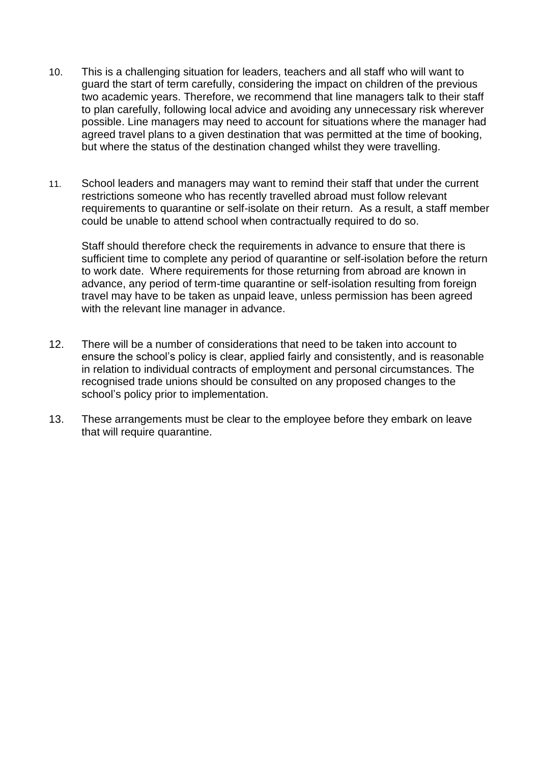10. This is a challenging situation for leaders, teachers and all staff who will want to guard the start of term carefully, considering the impact on children of the previous two academic years. Therefore, we recommend that line managers talk to their staff to plan carefully, following local advice and avoiding any unnecessary risk wherever possible. Line managers may need to account for situations where the manager had agreed travel plans to a given destination that was permitted at the time of booking, but where the status of the destination changed whilst they were travelling.

11. School leaders and managers may want to remind their staff that under the current restrictions someone who has recently travelled abroad must follow relevant requirements to quarantine or self-isolate on their return. As a result, a staff member could be unable to attend school when contractually required to do so.

    Staff should therefore check the requirements in advance to ensure that there is sufficient time to complete any period of quarantine or self-isolation before the return to work date. Where requirements for those returning from abroad are known in advance, any period of term-time quarantine or self-isolation resulting from foreign travel may have to be taken as unpaid leave, unless permission has been agreed with the relevant line manager in advance.

12. There will be a number of considerations that need to be taken into account to ensure the school's policy is clear, applied fairly and consistently, and is reasonable in relation to individual contracts of employment and personal circumstances. The recognised trade unions should be consulted on any proposed changes to the school's policy prior to implementation.

13. These arrangements must be clear to the employee before they embark on leave that will require quarantine.